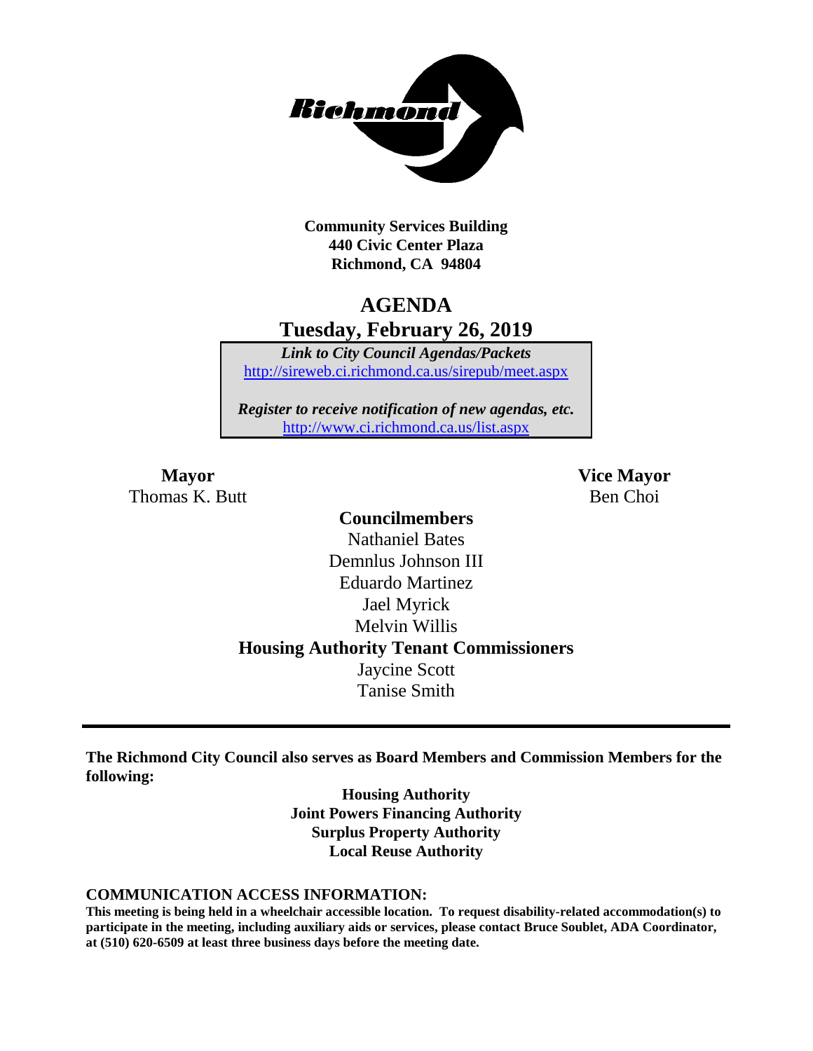**Community Services Building**
**440 Civic Center Plaza**
**Richmond, CA 94804**

# AGENDA
## Tuesday, February 26, 2019

*Link to City Council Agendas/Packets*
http://sireweb.ci.richmond.ca.us/sirepub/meet.aspx

*Register to receive notification of new agendas, etc.*
http://www.ci.richmond.ca.us/list.aspx

**Mayor**
Thomas K. Butt

**Vice Mayor**
Ben Choi

**Councilmembers**
Nathaniel Bates
Demnlus Johnson III
Eduardo Martinez
Jael Myrick
Melvin Willis

**Housing Authority Tenant Commissioners**
Jaycine Scott
Tanise Smith

---

**The Richmond City Council also serves as Board Members and Commission Members for the following:**

**Housing Authority**
**Joint Powers Financing Authority**
**Surplus Property Authority**
**Local Reuse Authority**

**COMMUNICATION ACCESS INFORMATION:**

**This meeting is being held in a wheelchair accessible location. To request disability-related accommodation(s) to participate in the meeting, including auxiliary aids or services, please contact Bruce Soublet, ADA Coordinator, at (510) 620-6509 at least three business days before the meeting date.**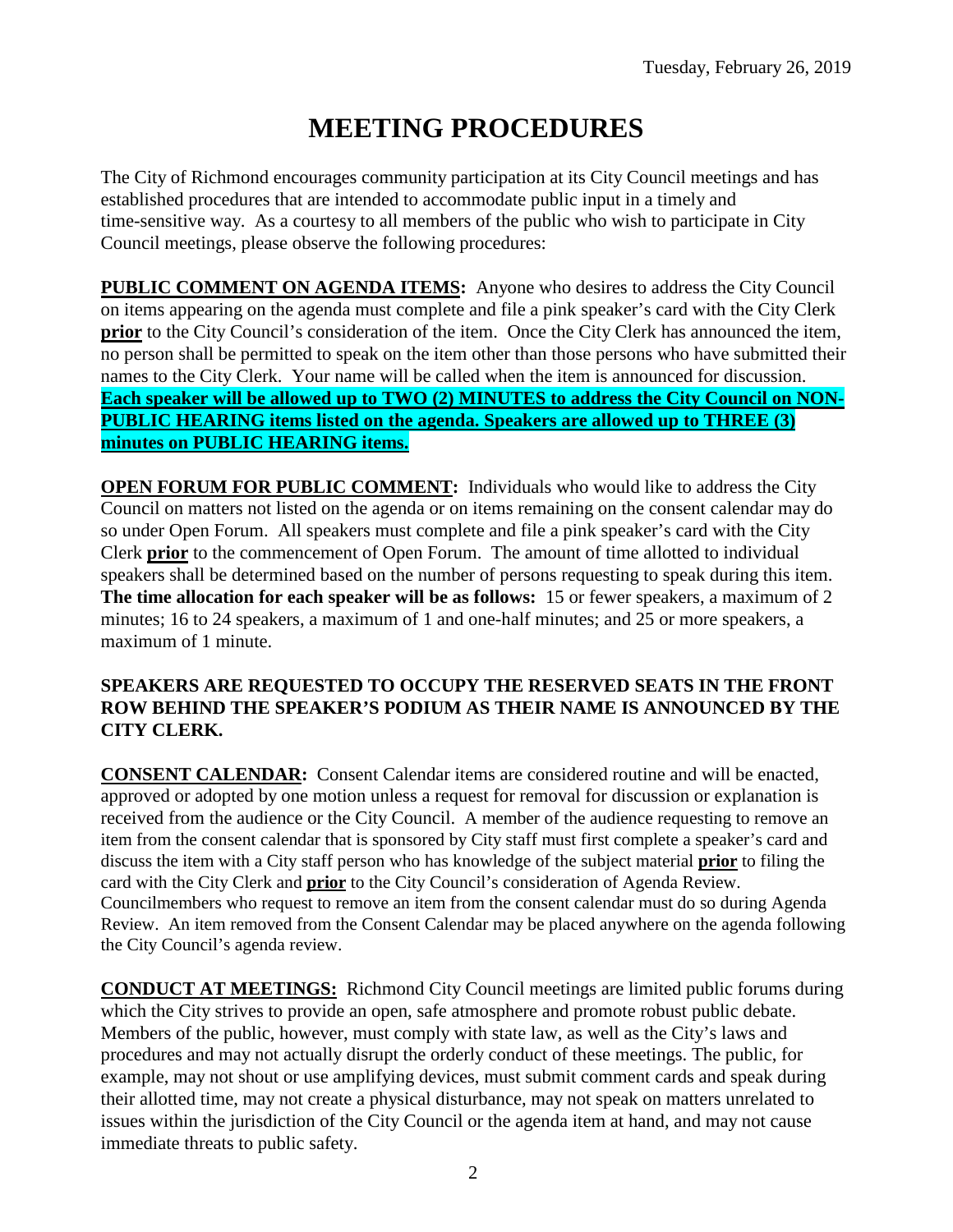Tuesday, February 26, 2019

# MEETING PROCEDURES

The City of Richmond encourages community participation at its City Council meetings and has established procedures that are intended to accommodate public input in a timely and time-sensitive way. As a courtesy to all members of the public who wish to participate in City Council meetings, please observe the following procedures:

**PUBLIC COMMENT ON AGENDA ITEMS:** Anyone who desires to address the City Council on items appearing on the agenda must complete and file a pink speaker's card with the City Clerk **prior** to the City Council's consideration of the item. Once the City Clerk has announced the item, no person shall be permitted to speak on the item other than those persons who have submitted their names to the City Clerk. Your name will be called when the item is announced for discussion. **Each speaker will be allowed up to TWO (2) MINUTES to address the City Council on NON-PUBLIC HEARING items listed on the agenda. Speakers are allowed up to THREE (3) minutes on PUBLIC HEARING items.**

**OPEN FORUM FOR PUBLIC COMMENT:** Individuals who would like to address the City Council on matters not listed on the agenda or on items remaining on the consent calendar may do so under Open Forum. All speakers must complete and file a pink speaker's card with the City Clerk **prior** to the commencement of Open Forum. The amount of time allotted to individual speakers shall be determined based on the number of persons requesting to speak during this item. **The time allocation for each speaker will be as follows:** 15 or fewer speakers, a maximum of 2 minutes; 16 to 24 speakers, a maximum of 1 and one-half minutes; and 25 or more speakers, a maximum of 1 minute.

**SPEAKERS ARE REQUESTED TO OCCUPY THE RESERVED SEATS IN THE FRONT ROW BEHIND THE SPEAKER'S PODIUM AS THEIR NAME IS ANNOUNCED BY THE CITY CLERK.**

**CONSENT CALENDAR:** Consent Calendar items are considered routine and will be enacted, approved or adopted by one motion unless a request for removal for discussion or explanation is received from the audience or the City Council. A member of the audience requesting to remove an item from the consent calendar that is sponsored by City staff must first complete a speaker's card and discuss the item with a City staff person who has knowledge of the subject material **prior** to filing the card with the City Clerk and **prior** to the City Council's consideration of Agenda Review. Councilmembers who request to remove an item from the consent calendar must do so during Agenda Review. An item removed from the Consent Calendar may be placed anywhere on the agenda following the City Council's agenda review.

**CONDUCT AT MEETINGS:** Richmond City Council meetings are limited public forums during which the City strives to provide an open, safe atmosphere and promote robust public debate. Members of the public, however, must comply with state law, as well as the City's laws and procedures and may not actually disrupt the orderly conduct of these meetings. The public, for example, may not shout or use amplifying devices, must submit comment cards and speak during their allotted time, may not create a physical disturbance, may not speak on matters unrelated to issues within the jurisdiction of the City Council or the agenda item at hand, and may not cause immediate threats to public safety.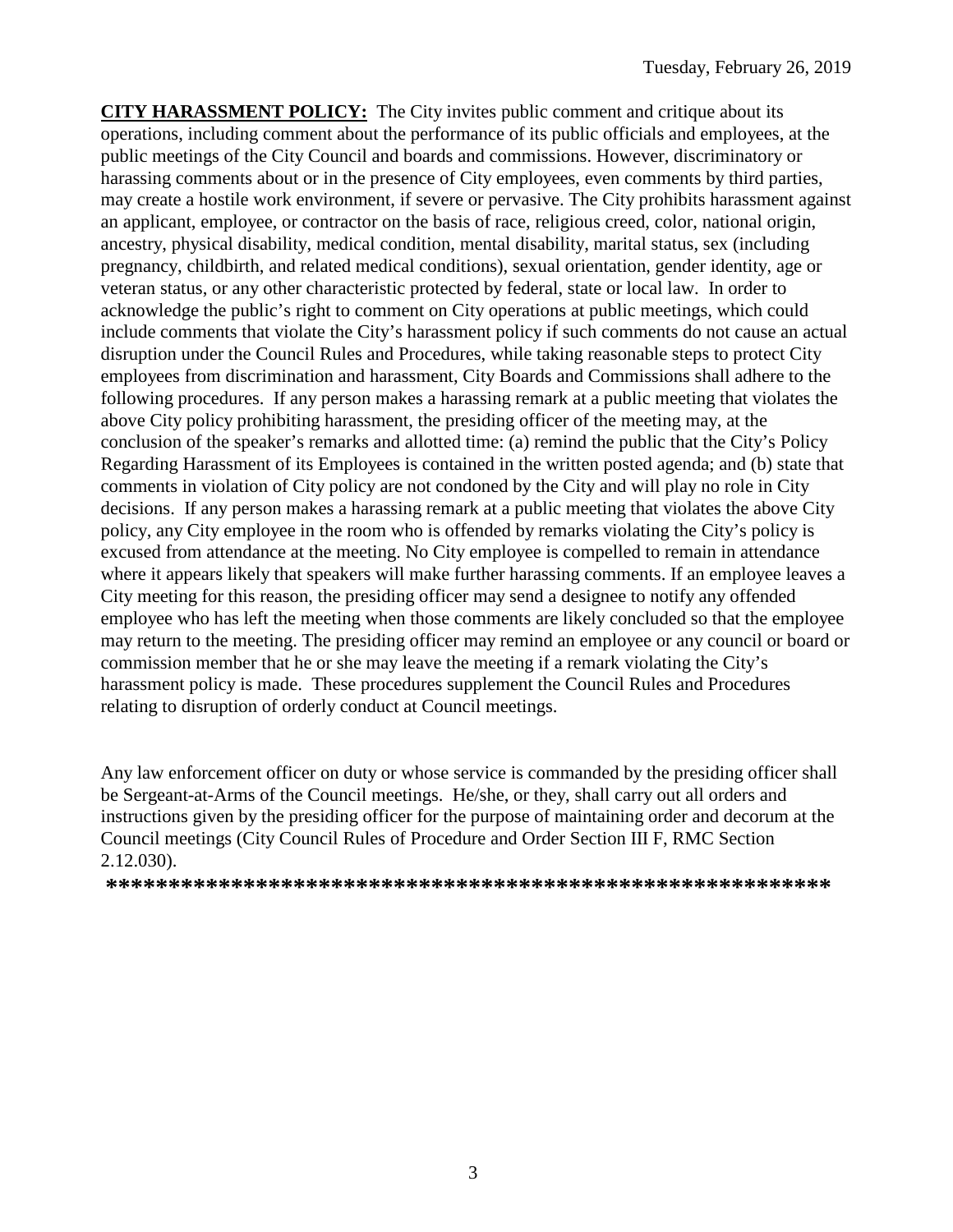**CITY HARASSMENT POLICY:** The City invites public comment and critique about its operations, including comment about the performance of its public officials and employees, at the public meetings of the City Council and boards and commissions. However, discriminatory or harassing comments about or in the presence of City employees, even comments by third parties, may create a hostile work environment, if severe or pervasive. The City prohibits harassment against an applicant, employee, or contractor on the basis of race, religious creed, color, national origin, ancestry, physical disability, medical condition, mental disability, marital status, sex (including pregnancy, childbirth, and related medical conditions), sexual orientation, gender identity, age or veteran status, or any other characteristic protected by federal, state or local law. In order to acknowledge the public's right to comment on City operations at public meetings, which could include comments that violate the City's harassment policy if such comments do not cause an actual disruption under the Council Rules and Procedures, while taking reasonable steps to protect City employees from discrimination and harassment, City Boards and Commissions shall adhere to the following procedures. If any person makes a harassing remark at a public meeting that violates the above City policy prohibiting harassment, the presiding officer of the meeting may, at the conclusion of the speaker's remarks and allotted time: (a) remind the public that the City's Policy Regarding Harassment of its Employees is contained in the written posted agenda; and (b) state that comments in violation of City policy are not condoned by the City and will play no role in City decisions. If any person makes a harassing remark at a public meeting that violates the above City policy, any City employee in the room who is offended by remarks violating the City's policy is excused from attendance at the meeting. No City employee is compelled to remain in attendance where it appears likely that speakers will make further harassing comments. If an employee leaves a City meeting for this reason, the presiding officer may send a designee to notify any offended employee who has left the meeting when those comments are likely concluded so that the employee may return to the meeting. The presiding officer may remind an employee or any council or board or commission member that he or she may leave the meeting if a remark violating the City's harassment policy is made. These procedures supplement the Council Rules and Procedures relating to disruption of orderly conduct at Council meetings.

Any law enforcement officer on duty or whose service is commanded by the presiding officer shall be Sergeant-at-Arms of the Council meetings. He/she, or they, shall carry out all orders and instructions given by the presiding officer for the purpose of maintaining order and decorum at the Council meetings (City Council Rules of Procedure and Order Section III F, RMC Section 2.12.030).

**\*\*\*\*\*\*\*\*\*\*\*\*\*\*\*\*\*\*\*\*\*\*\*\*\*\*\*\*\*\*\*\*\*\*\*\*\*\*\*\*\*\*\*\*\*\*\*\*\*\*\*\*\*\*\*\***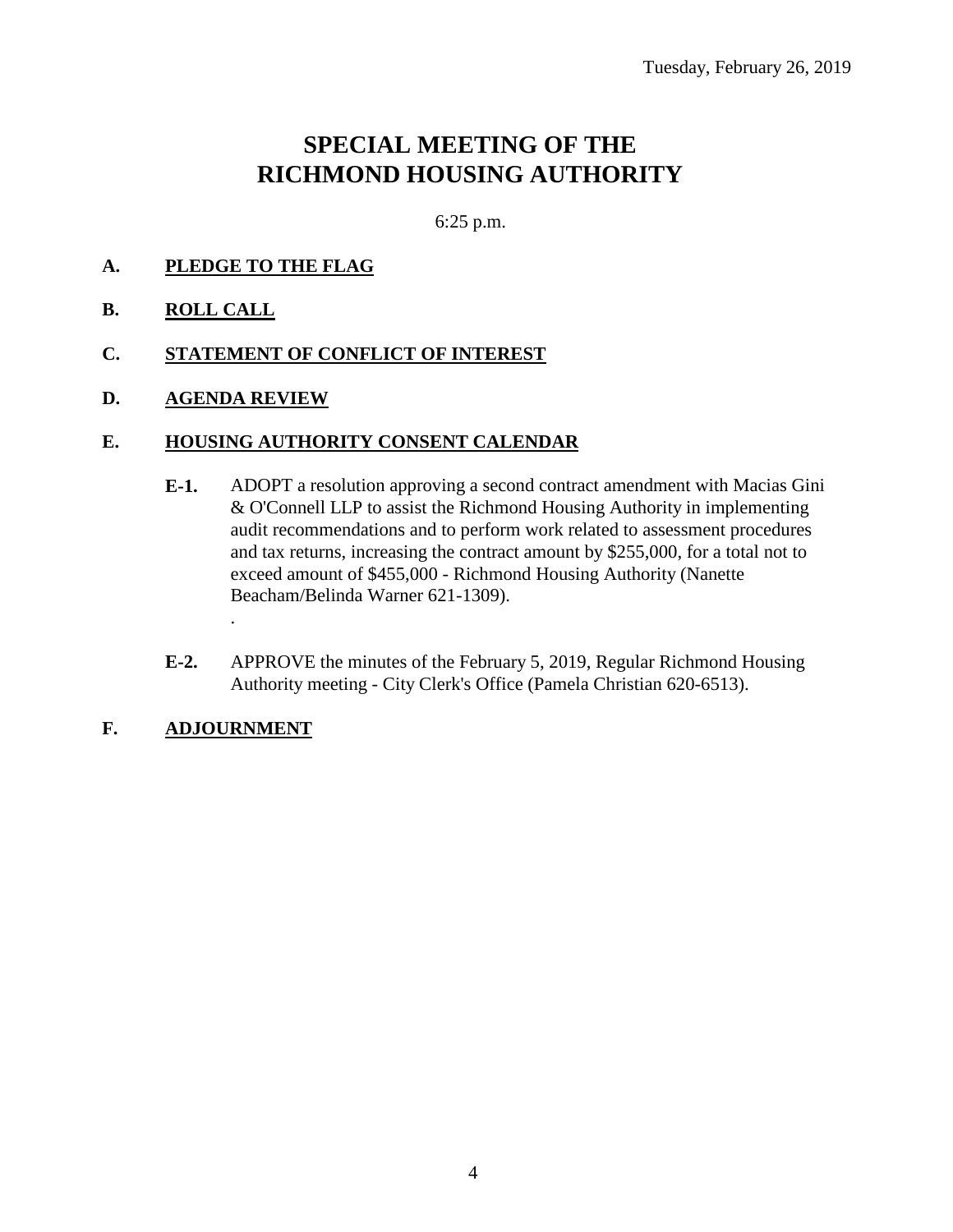Tuesday, February 26, 2019

# SPECIAL MEETING OF THE RICHMOND HOUSING AUTHORITY

6:25 p.m.

**A. PLEDGE TO THE FLAG**

**B. ROLL CALL**

**C. STATEMENT OF CONFLICT OF INTEREST**

**D. AGENDA REVIEW**

**E. HOUSING AUTHORITY CONSENT CALENDAR**

**E-1.** ADOPT a resolution approving a second contract amendment with Macias Gini & O'Connell LLP to assist the Richmond Housing Authority in implementing audit recommendations and to perform work related to assessment procedures and tax returns, increasing the contract amount by $255,000, for a total not to exceed amount of $455,000 - Richmond Housing Authority (Nanette Beacham/Belinda Warner 621-1309).
.

**E-2.** APPROVE the minutes of the February 5, 2019, Regular Richmond Housing Authority meeting - City Clerk's Office (Pamela Christian 620-6513).

**F. ADJOURNMENT**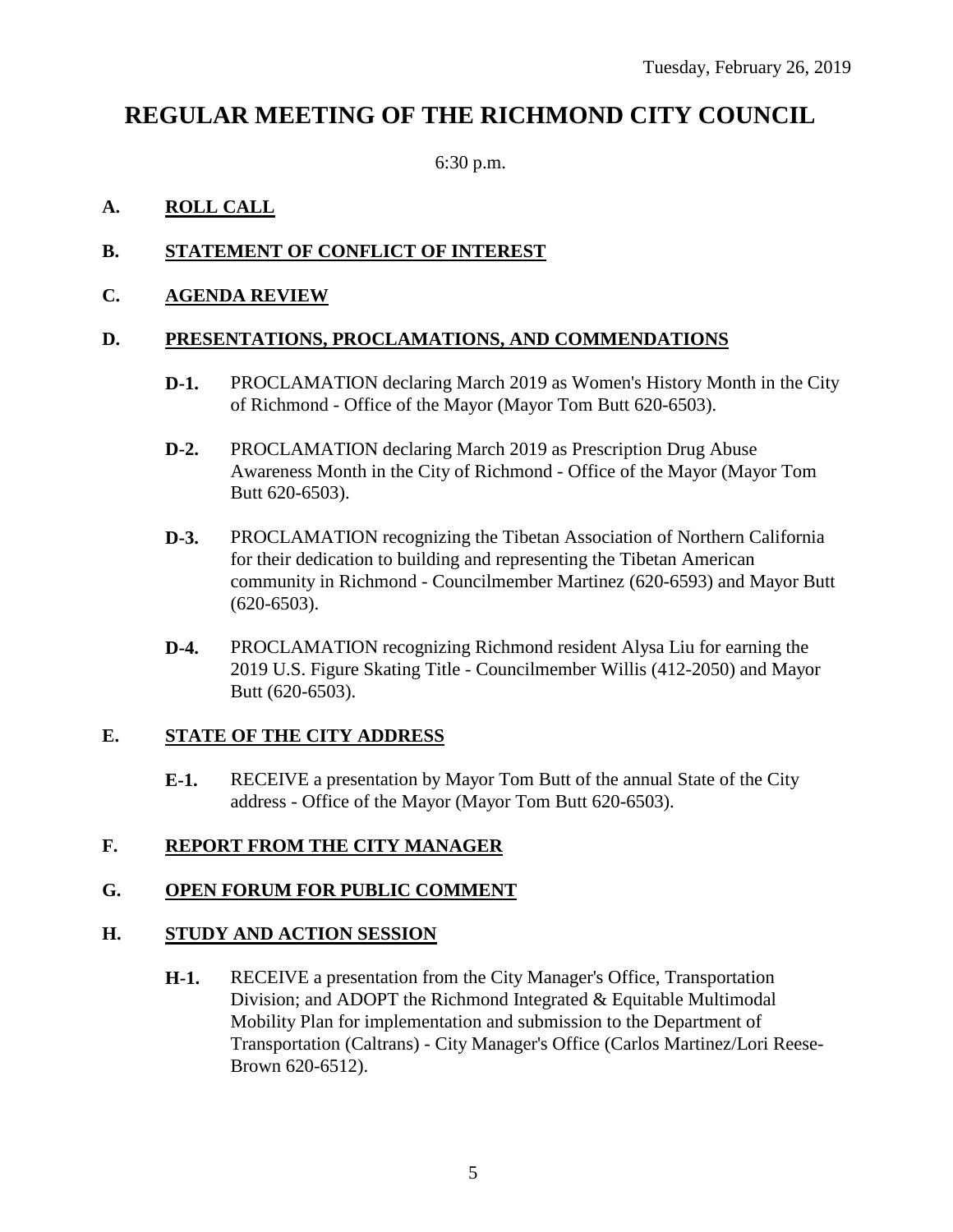Tuesday, February 26, 2019

# REGULAR MEETING OF THE RICHMOND CITY COUNCIL

6:30 p.m.

## A. ROLL CALL

## B. STATEMENT OF CONFLICT OF INTEREST

## C. AGENDA REVIEW

## D. PRESENTATIONS, PROCLAMATIONS, AND COMMENDATIONS

**D-1.** PROCLAMATION declaring March 2019 as Women's History Month in the City of Richmond - Office of the Mayor (Mayor Tom Butt 620-6503).

**D-2.** PROCLAMATION declaring March 2019 as Prescription Drug Abuse Awareness Month in the City of Richmond - Office of the Mayor (Mayor Tom Butt 620-6503).

**D-3.** PROCLAMATION recognizing the Tibetan Association of Northern California for their dedication to building and representing the Tibetan American community in Richmond - Councilmember Martinez (620-6593) and Mayor Butt (620-6503).

**D-4.** PROCLAMATION recognizing Richmond resident Alysa Liu for earning the 2019 U.S. Figure Skating Title - Councilmember Willis (412-2050) and Mayor Butt (620-6503).

## E. STATE OF THE CITY ADDRESS

**E-1.** RECEIVE a presentation by Mayor Tom Butt of the annual State of the City address - Office of the Mayor (Mayor Tom Butt 620-6503).

## F. REPORT FROM THE CITY MANAGER

## G. OPEN FORUM FOR PUBLIC COMMENT

## H. STUDY AND ACTION SESSION

**H-1.** RECEIVE a presentation from the City Manager's Office, Transportation Division; and ADOPT the Richmond Integrated & Equitable Multimodal Mobility Plan for implementation and submission to the Department of Transportation (Caltrans) - City Manager's Office (Carlos Martinez/Lori Reese-Brown 620-6512).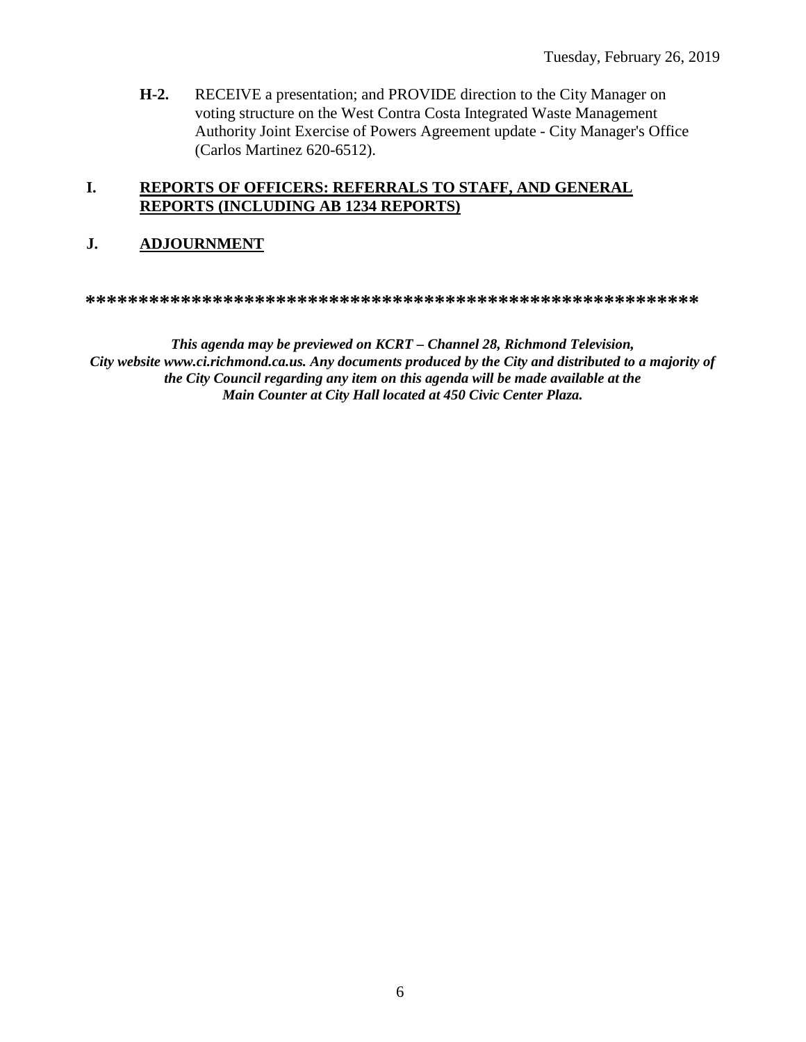**H-2.** RECEIVE a presentation; and PROVIDE direction to the City Manager on voting structure on the West Contra Costa Integrated Waste Management Authority Joint Exercise of Powers Agreement update - City Manager's Office (Carlos Martinez 620-6512).

## I. REPORTS OF OFFICERS: REFERRALS TO STAFF, AND GENERAL REPORTS (INCLUDING AB 1234 REPORTS)

## J. ADJOURNMENT

**************************************************************

***This agenda may be previewed on KCRT – Channel 28, Richmond Television, City website www.ci.richmond.ca.us. Any documents produced by the City and distributed to a majority of the City Council regarding any item on this agenda will be made available at the Main Counter at City Hall located at 450 Civic Center Plaza.***